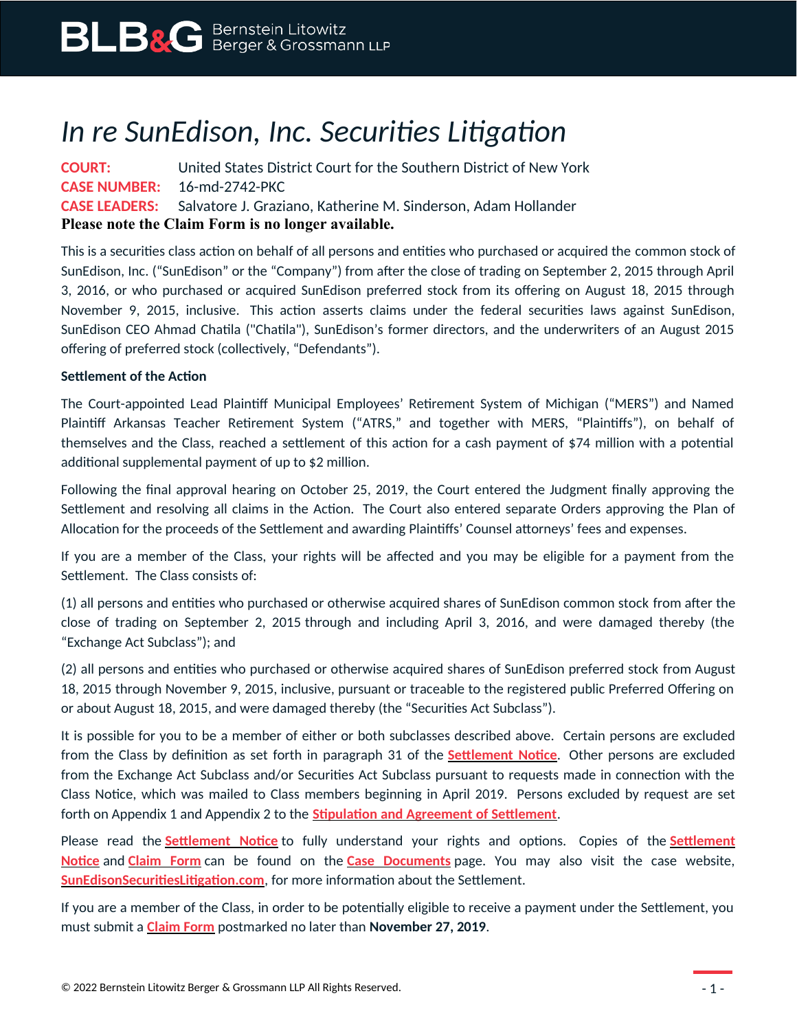# In re SunEdison, Inc. Securities Litigation

**COURT:** United States District Court for the Southern District of New York
**CASE NUMBER:** 16-md-2742-PKC
**CASE LEADERS:** Salvatore J. Graziano, Katherine M. Sinderson, Adam Hollander

**Please note the Claim Form is no longer available.**

This is a securities class action on behalf of all persons and entities who purchased or acquired the common stock of SunEdison, Inc. ("SunEdison" or the "Company") from after the close of trading on September 2, 2015 through April 3, 2016, or who purchased or acquired SunEdison preferred stock from its offering on August 18, 2015 through November 9, 2015, inclusive. This action asserts claims under the federal securities laws against SunEdison, SunEdison CEO Ahmad Chatila ("Chatila"), SunEdison's former directors, and the underwriters of an August 2015 offering of preferred stock (collectively, "Defendants").

**Settlement of the Action**

The Court-appointed Lead Plaintiff Municipal Employees' Retirement System of Michigan ("MERS") and Named Plaintiff Arkansas Teacher Retirement System ("ATRS," and together with MERS, "Plaintiffs"), on behalf of themselves and the Class, reached a settlement of this action for a cash payment of $74 million with a potential additional supplemental payment of up to $2 million.

Following the final approval hearing on October 25, 2019, the Court entered the Judgment finally approving the Settlement and resolving all claims in the Action. The Court also entered separate Orders approving the Plan of Allocation for the proceeds of the Settlement and awarding Plaintiffs' Counsel attorneys' fees and expenses.

If you are a member of the Class, your rights will be affected and you may be eligible for a payment from the Settlement. The Class consists of:

(1) all persons and entities who purchased or otherwise acquired shares of SunEdison common stock from after the close of trading on September 2, 2015 through and including April 3, 2016, and were damaged thereby (the "Exchange Act Subclass"); and

(2) all persons and entities who purchased or otherwise acquired shares of SunEdison preferred stock from August 18, 2015 through November 9, 2015, inclusive, pursuant or traceable to the registered public Preferred Offering on or about August 18, 2015, and were damaged thereby (the "Securities Act Subclass").

It is possible for you to be a member of either or both subclasses described above. Certain persons are excluded from the Class by definition as set forth in paragraph 31 of the **Settlement Notice**. Other persons are excluded from the Exchange Act Subclass and/or Securities Act Subclass pursuant to requests made in connection with the Class Notice, which was mailed to Class members beginning in April 2019. Persons excluded by request are set forth on Appendix 1 and Appendix 2 to the **Stipulation and Agreement of Settlement**.

Please read the **Settlement Notice** to fully understand your rights and options. Copies of the **Settlement Notice** and **Claim Form** can be found on the **Case Documents** page. You may also visit the case website, **SunEdisonSecuritiesLitigation.com**, for more information about the Settlement.

If you are a member of the Class, in order to be potentially eligible to receive a payment under the Settlement, you must submit a **Claim Form** postmarked no later than **November 27, 2019**.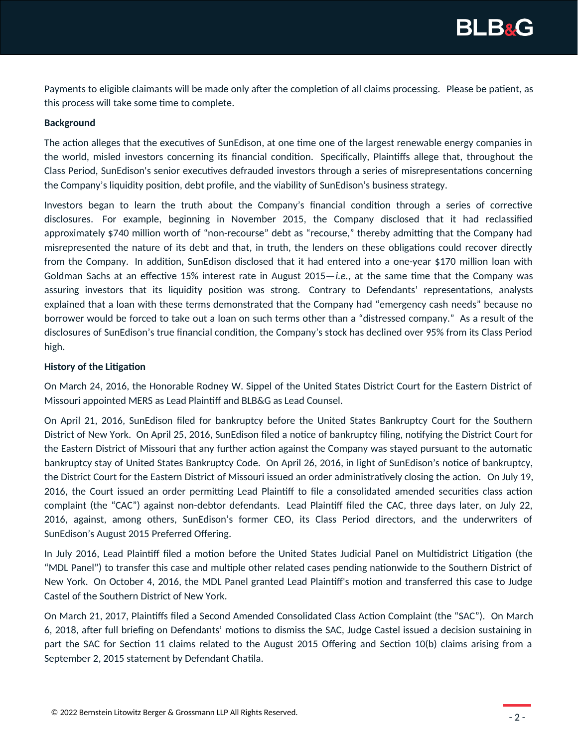Payments to eligible claimants will be made only after the completion of all claims processing. Please be patient, as this process will take some time to complete.

**Background**

The action alleges that the executives of SunEdison, at one time one of the largest renewable energy companies in the world, misled investors concerning its financial condition. Specifically, Plaintiffs allege that, throughout the Class Period, SunEdison's senior executives defrauded investors through a series of misrepresentations concerning the Company's liquidity position, debt profile, and the viability of SunEdison's business strategy.

Investors began to learn the truth about the Company's financial condition through a series of corrective disclosures. For example, beginning in November 2015, the Company disclosed that it had reclassified approximately $740 million worth of "non-recourse" debt as "recourse," thereby admitting that the Company had misrepresented the nature of its debt and that, in truth, the lenders on these obligations could recover directly from the Company. In addition, SunEdison disclosed that it had entered into a one-year $170 million loan with Goldman Sachs at an effective 15% interest rate in August 2015—*i.e.*, at the same time that the Company was assuring investors that its liquidity position was strong. Contrary to Defendants' representations, analysts explained that a loan with these terms demonstrated that the Company had "emergency cash needs" because no borrower would be forced to take out a loan on such terms other than a "distressed company." As a result of the disclosures of SunEdison's true financial condition, the Company's stock has declined over 95% from its Class Period high.

**History of the Litigation**

On March 24, 2016, the Honorable Rodney W. Sippel of the United States District Court for the Eastern District of Missouri appointed MERS as Lead Plaintiff and BLB&G as Lead Counsel.

On April 21, 2016, SunEdison filed for bankruptcy before the United States Bankruptcy Court for the Southern District of New York. On April 25, 2016, SunEdison filed a notice of bankruptcy filing, notifying the District Court for the Eastern District of Missouri that any further action against the Company was stayed pursuant to the automatic bankruptcy stay of United States Bankruptcy Code. On April 26, 2016, in light of SunEdison's notice of bankruptcy, the District Court for the Eastern District of Missouri issued an order administratively closing the action. On July 19, 2016, the Court issued an order permitting Lead Plaintiff to file a consolidated amended securities class action complaint (the "CAC") against non-debtor defendants. Lead Plaintiff filed the CAC, three days later, on July 22, 2016, against, among others, SunEdison's former CEO, its Class Period directors, and the underwriters of SunEdison's August 2015 Preferred Offering.

In July 2016, Lead Plaintiff filed a motion before the United States Judicial Panel on Multidistrict Litigation (the "MDL Panel") to transfer this case and multiple other related cases pending nationwide to the Southern District of New York. On October 4, 2016, the MDL Panel granted Lead Plaintiff's motion and transferred this case to Judge Castel of the Southern District of New York.

On March 21, 2017, Plaintiffs filed a Second Amended Consolidated Class Action Complaint (the "SAC"). On March 6, 2018, after full briefing on Defendants' motions to dismiss the SAC, Judge Castel issued a decision sustaining in part the SAC for Section 11 claims related to the August 2015 Offering and Section 10(b) claims arising from a September 2, 2015 statement by Defendant Chatila.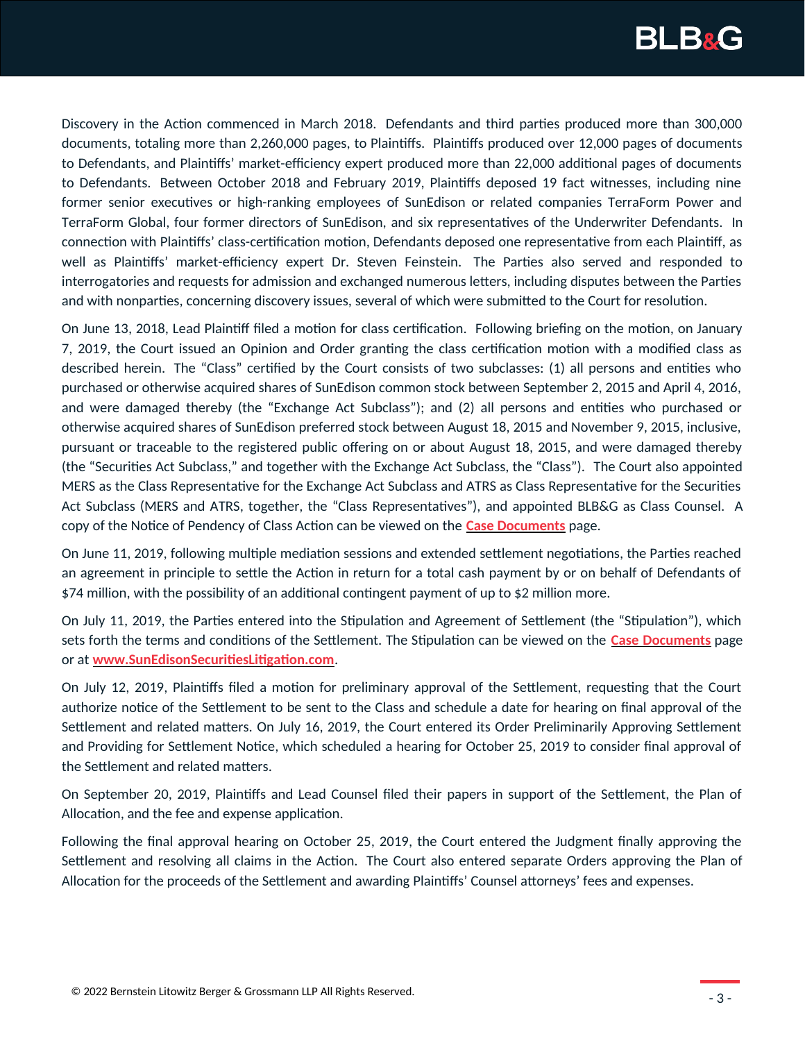Discovery in the Action commenced in March 2018. Defendants and third parties produced more than 300,000 documents, totaling more than 2,260,000 pages, to Plaintiffs. Plaintiffs produced over 12,000 pages of documents to Defendants, and Plaintiffs' market-efficiency expert produced more than 22,000 additional pages of documents to Defendants. Between October 2018 and February 2019, Plaintiffs deposed 19 fact witnesses, including nine former senior executives or high-ranking employees of SunEdison or related companies TerraForm Power and TerraForm Global, four former directors of SunEdison, and six representatives of the Underwriter Defendants. In connection with Plaintiffs' class-certification motion, Defendants deposed one representative from each Plaintiff, as well as Plaintiffs' market-efficiency expert Dr. Steven Feinstein. The Parties also served and responded to interrogatories and requests for admission and exchanged numerous letters, including disputes between the Parties and with nonparties, concerning discovery issues, several of which were submitted to the Court for resolution.

On June 13, 2018, Lead Plaintiff filed a motion for class certification. Following briefing on the motion, on January 7, 2019, the Court issued an Opinion and Order granting the class certification motion with a modified class as described herein. The "Class" certified by the Court consists of two subclasses: (1) all persons and entities who purchased or otherwise acquired shares of SunEdison common stock between September 2, 2015 and April 4, 2016, and were damaged thereby (the "Exchange Act Subclass"); and (2) all persons and entities who purchased or otherwise acquired shares of SunEdison preferred stock between August 18, 2015 and November 9, 2015, inclusive, pursuant or traceable to the registered public offering on or about August 18, 2015, and were damaged thereby (the "Securities Act Subclass," and together with the Exchange Act Subclass, the "Class"). The Court also appointed MERS as the Class Representative for the Exchange Act Subclass and ATRS as Class Representative for the Securities Act Subclass (MERS and ATRS, together, the "Class Representatives"), and appointed BLB&G as Class Counsel. A copy of the Notice of Pendency of Class Action can be viewed on the **Case Documents** page.

On June 11, 2019, following multiple mediation sessions and extended settlement negotiations, the Parties reached an agreement in principle to settle the Action in return for a total cash payment by or on behalf of Defendants of $74 million, with the possibility of an additional contingent payment of up to $2 million more.

On July 11, 2019, the Parties entered into the Stipulation and Agreement of Settlement (the "Stipulation"), which sets forth the terms and conditions of the Settlement. The Stipulation can be viewed on the **Case Documents** page or at **www.SunEdisonSecuritiesLitigation.com**.

On July 12, 2019, Plaintiffs filed a motion for preliminary approval of the Settlement, requesting that the Court authorize notice of the Settlement to be sent to the Class and schedule a date for hearing on final approval of the Settlement and related matters. On July 16, 2019, the Court entered its Order Preliminarily Approving Settlement and Providing for Settlement Notice, which scheduled a hearing for October 25, 2019 to consider final approval of the Settlement and related matters.

On September 20, 2019, Plaintiffs and Lead Counsel filed their papers in support of the Settlement, the Plan of Allocation, and the fee and expense application.

Following the final approval hearing on October 25, 2019, the Court entered the Judgment finally approving the Settlement and resolving all claims in the Action. The Court also entered separate Orders approving the Plan of Allocation for the proceeds of the Settlement and awarding Plaintiffs' Counsel attorneys' fees and expenses.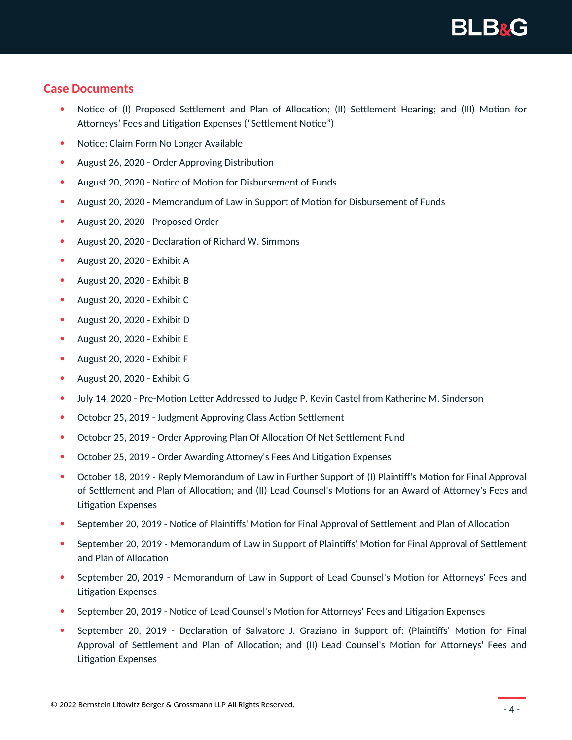## Case Documents

- Notice of (I) Proposed Settlement and Plan of Allocation; (II) Settlement Hearing; and (III) Motion for Attorneys' Fees and Litigation Expenses ("Settlement Notice")
- Notice: Claim Form No Longer Available
- August 26, 2020 - Order Approving Distribution
- August 20, 2020 - Notice of Motion for Disbursement of Funds
- August 20, 2020 - Memorandum of Law in Support of Motion for Disbursement of Funds
- August 20, 2020 - Proposed Order
- August 20, 2020 - Declaration of Richard W. Simmons
- August 20, 2020 - Exhibit A
- August 20, 2020 - Exhibit B
- August 20, 2020 - Exhibit C
- August 20, 2020 - Exhibit D
- August 20, 2020 - Exhibit E
- August 20, 2020 - Exhibit F
- August 20, 2020 - Exhibit G
- July 14, 2020 - Pre-Motion Letter Addressed to Judge P. Kevin Castel from Katherine M. Sinderson
- October 25, 2019 - Judgment Approving Class Action Settlement
- October 25, 2019 - Order Approving Plan Of Allocation Of Net Settlement Fund
- October 25, 2019 - Order Awarding Attorney's Fees And Litigation Expenses
- October 18, 2019 - Reply Memorandum of Law in Further Support of (I) Plaintiff's Motion for Final Approval of Settlement and Plan of Allocation; and (II) Lead Counsel's Motions for an Award of Attorney's Fees and Litigation Expenses
- September 20, 2019 - Notice of Plaintiffs' Motion for Final Approval of Settlement and Plan of Allocation
- September 20, 2019 - Memorandum of Law in Support of Plaintiffs' Motion for Final Approval of Settlement and Plan of Allocation
- September 20, 2019 - Memorandum of Law in Support of Lead Counsel's Motion for Attorneys' Fees and Litigation Expenses
- September 20, 2019 - Notice of Lead Counsel's Motion for Attorneys' Fees and Litigation Expenses
- September 20, 2019 - Declaration of Salvatore J. Graziano in Support of: (Plaintiffs' Motion for Final Approval of Settlement and Plan of Allocation; and (II) Lead Counsel's Motion for Attorneys' Fees and Litigation Expenses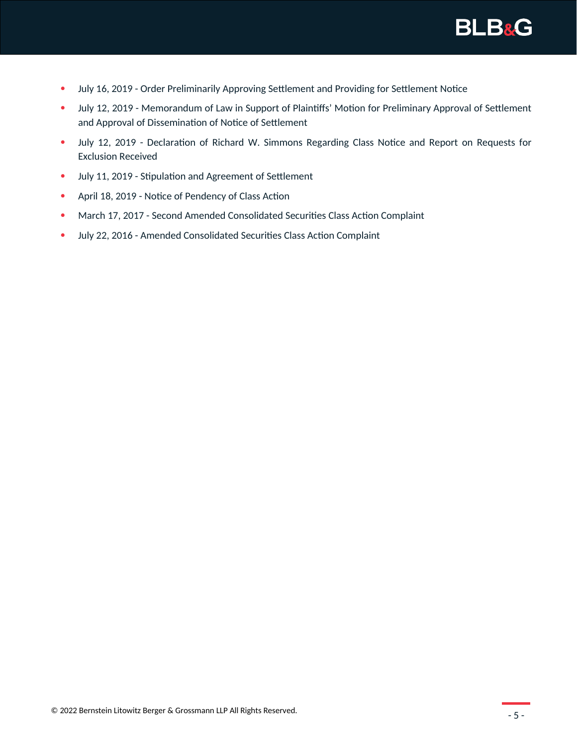- July 16, 2019 - Order Preliminarily Approving Settlement and Providing for Settlement Notice
- July 12, 2019 - Memorandum of Law in Support of Plaintiffs' Motion for Preliminary Approval of Settlement and Approval of Dissemination of Notice of Settlement
- July 12, 2019 - Declaration of Richard W. Simmons Regarding Class Notice and Report on Requests for Exclusion Received
- July 11, 2019 - Stipulation and Agreement of Settlement
- April 18, 2019 - Notice of Pendency of Class Action
- March 17, 2017 - Second Amended Consolidated Securities Class Action Complaint
- July 22, 2016 - Amended Consolidated Securities Class Action Complaint